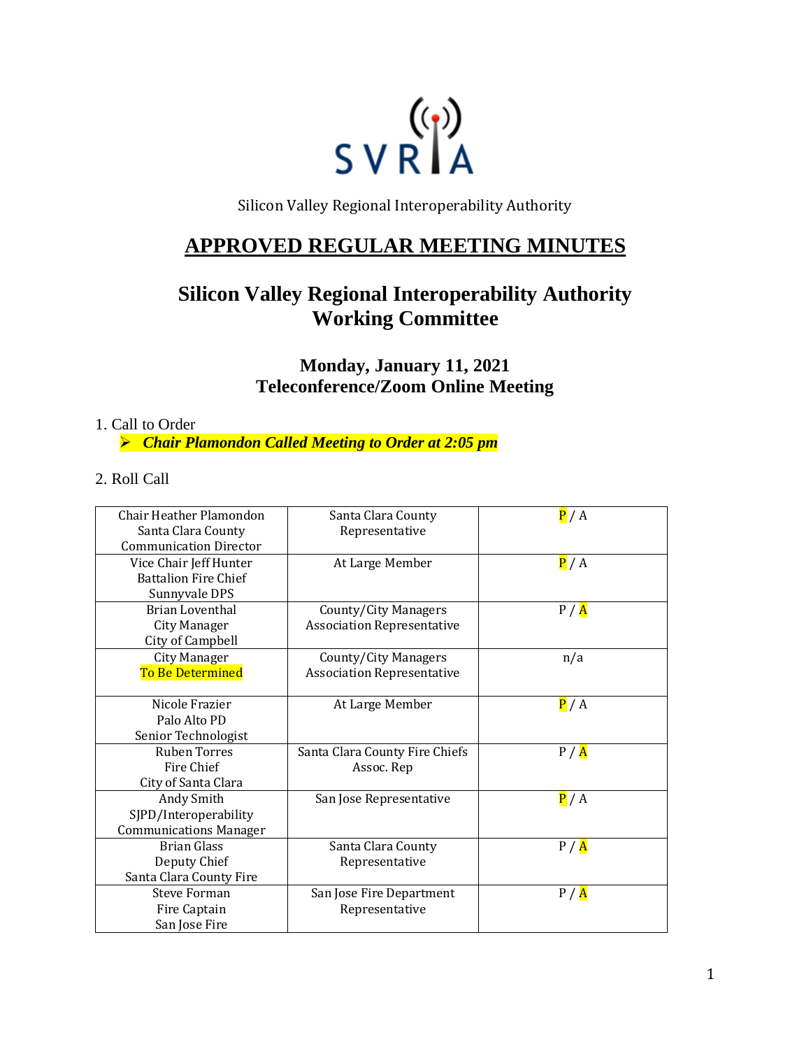Silicon Valley Regional Interoperability Authority

# APPROVED REGULAR MEETING MINUTES

## Silicon Valley Regional Interoperability Authority Working Committee

### Monday, January 11, 2021 Teleconference/Zoom Online Meeting

1. Call to Order
   - ***Chair Plamondon Called Meeting to Order at 2:05 pm***

2. Roll Call

| Member | Representing | Attendance |
|---|---|---|
| Chair Heather Plamondon Santa Clara County Communication Director | Santa Clara County Representative | P / A |
| Vice Chair Jeff Hunter Battalion Fire Chief Sunnyvale DPS | At Large Member | P / A |
| Brian Loventhal City Manager City of Campbell | County/City Managers Association Representative | P / A |
| City Manager To Be Determined | County/City Managers Association Representative | n/a |
| Nicole Frazier Palo Alto PD Senior Technologist | At Large Member | P / A |
| Ruben Torres Fire Chief City of Santa Clara | Santa Clara County Fire Chiefs Assoc. Rep | P / A |
| Andy Smith SJPD/Interoperability Communications Manager | San Jose Representative | P / A |
| Brian Glass Deputy Chief Santa Clara County Fire | Santa Clara County Representative | P / A |
| Steve Forman Fire Captain San Jose Fire | San Jose Fire Department Representative | P / A |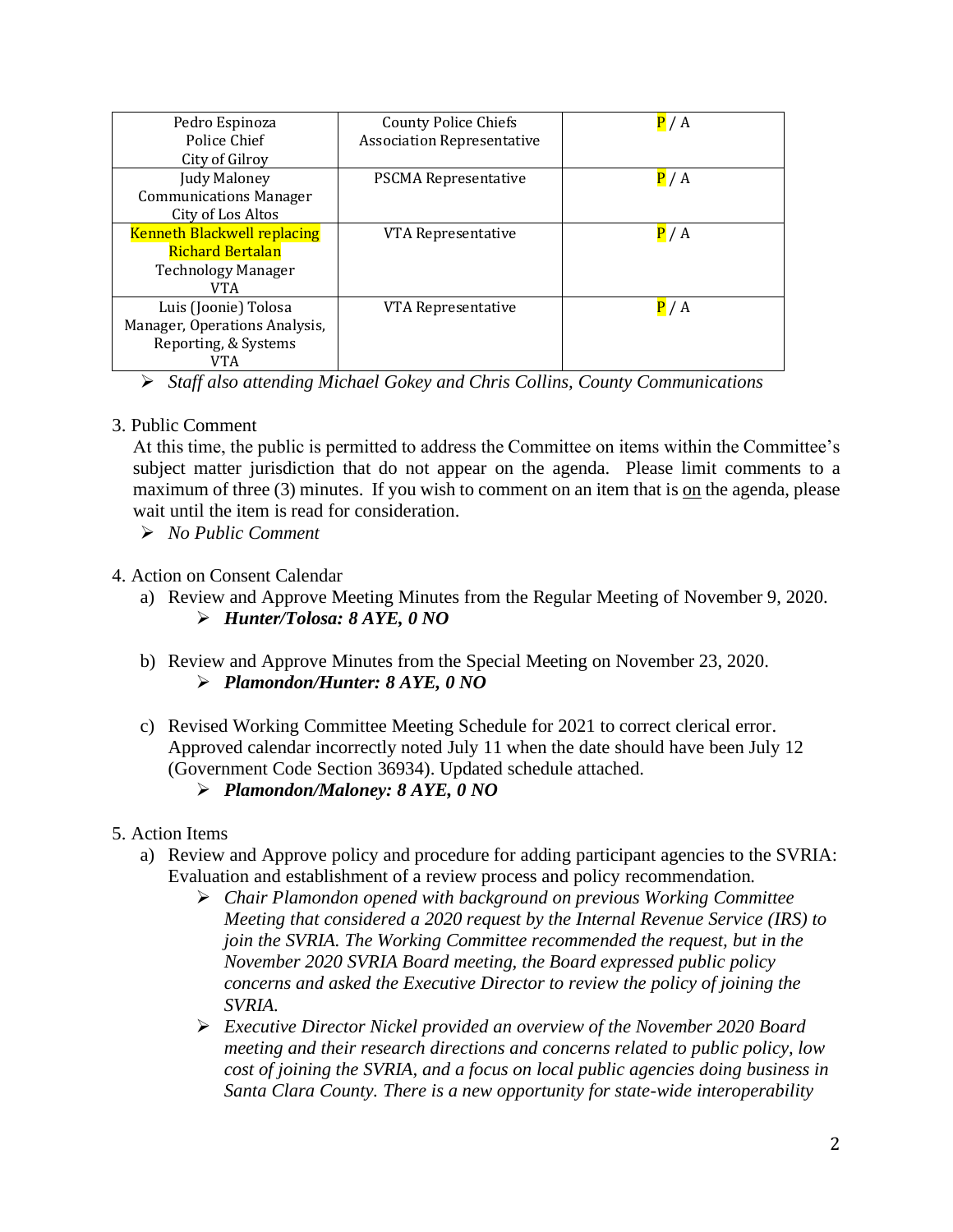| | | |
|---|---|---|
| Pedro Espinoza<br>Police Chief<br>City of Gilroy | County Police Chiefs Association Representative | P / A |
| Judy Maloney<br>Communications Manager<br>City of Los Altos | PSCMA Representative | P / A |
| Kenneth Blackwell replacing Richard Bertalan<br>Technology Manager<br>VTA | VTA Representative | P / A |
| Luis (Joonie) Tolosa<br>Manager, Operations Analysis, Reporting, & Systems<br>VTA | VTA Representative | P / A |

- *Staff also attending Michael Gokey and Chris Collins, County Communications*

3. Public Comment

   At this time, the public is permitted to address the Committee on items within the Committee's subject matter jurisdiction that do not appear on the agenda. Please limit comments to a maximum of three (3) minutes. If you wish to comment on an item that is on the agenda, please wait until the item is read for consideration.

   - *No Public Comment*

4. Action on Consent Calendar

   a) Review and Approve Meeting Minutes from the Regular Meeting of November 9, 2020.
      - ***Hunter/Tolosa: 8 AYE, 0 NO***

   b) Review and Approve Minutes from the Special Meeting on November 23, 2020.
      - ***Plamondon/Hunter: 8 AYE, 0 NO***

   c) Revised Working Committee Meeting Schedule for 2021 to correct clerical error. Approved calendar incorrectly noted July 11 when the date should have been July 12 (Government Code Section 36934). Updated schedule attached.
      - ***Plamondon/Maloney: 8 AYE, 0 NO***

5. Action Items

   a) Review and Approve policy and procedure for adding participant agencies to the SVRIA: Evaluation and establishment of a review process and policy recommendation.
      - *Chair Plamondon opened with background on previous Working Committee Meeting that considered a 2020 request by the Internal Revenue Service (IRS) to join the SVRIA. The Working Committee recommended the request, but in the November 2020 SVRIA Board meeting, the Board expressed public policy concerns and asked the Executive Director to review the policy of joining the SVRIA.*
      - *Executive Director Nickel provided an overview of the November 2020 Board meeting and their research directions and concerns related to public policy, low cost of joining the SVRIA, and a focus on local public agencies doing business in Santa Clara County. There is a new opportunity for state-wide interoperability*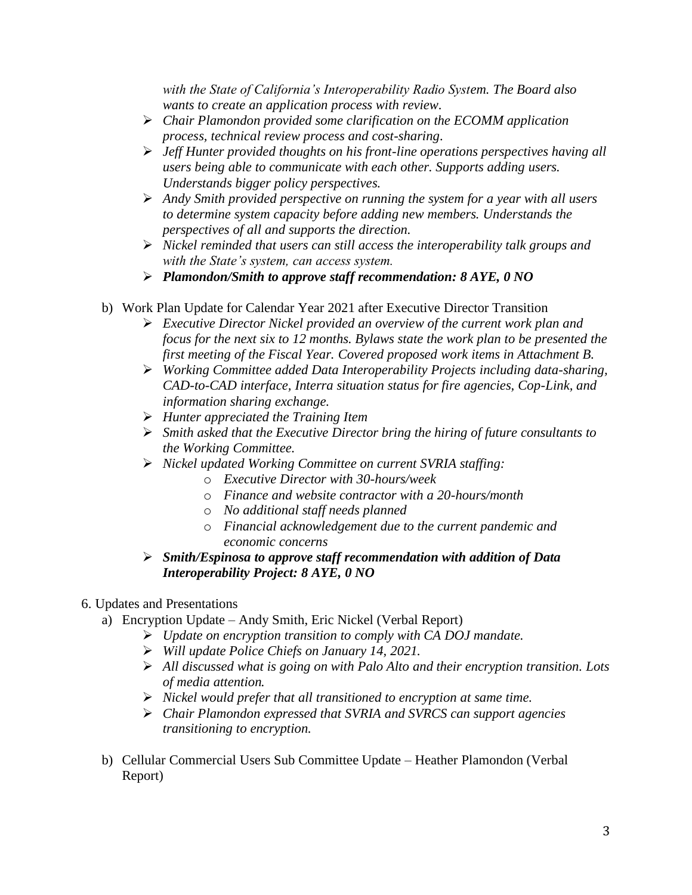*with the State of California's Interoperability Radio System. The Board also wants to create an application process with review.*

- *Chair Plamondon provided some clarification on the ECOMM application process, technical review process and cost-sharing.*
- *Jeff Hunter provided thoughts on his front-line operations perspectives having all users being able to communicate with each other. Supports adding users. Understands bigger policy perspectives.*
- *Andy Smith provided perspective on running the system for a year with all users to determine system capacity before adding new members. Understands the perspectives of all and supports the direction.*
- *Nickel reminded that users can still access the interoperability talk groups and with the State's system, can access system.*
- ***Plamondon/Smith to approve staff recommendation: 8 AYE, 0 NO***

b) Work Plan Update for Calendar Year 2021 after Executive Director Transition

- *Executive Director Nickel provided an overview of the current work plan and focus for the next six to 12 months. Bylaws state the work plan to be presented the first meeting of the Fiscal Year. Covered proposed work items in Attachment B.*
- *Working Committee added Data Interoperability Projects including data-sharing, CAD-to-CAD interface, Interra situation status for fire agencies, Cop-Link, and information sharing exchange.*
- *Hunter appreciated the Training Item*
- *Smith asked that the Executive Director bring the hiring of future consultants to the Working Committee.*
- *Nickel updated Working Committee on current SVRIA staffing:*
    - *Executive Director with 30-hours/week*
    - *Finance and website contractor with a 20-hours/month*
    - *No additional staff needs planned*
    - *Financial acknowledgement due to the current pandemic and economic concerns*
- ***Smith/Espinosa to approve staff recommendation with addition of Data Interoperability Project: 8 AYE, 0 NO***

6. Updates and Presentations

a) Encryption Update – Andy Smith, Eric Nickel (Verbal Report)

- *Update on encryption transition to comply with CA DOJ mandate.*
- *Will update Police Chiefs on January 14, 2021.*
- *All discussed what is going on with Palo Alto and their encryption transition. Lots of media attention.*
- *Nickel would prefer that all transitioned to encryption at same time.*
- *Chair Plamondon expressed that SVRIA and SVRCS can support agencies transitioning to encryption.*

b) Cellular Commercial Users Sub Committee Update – Heather Plamondon (Verbal Report)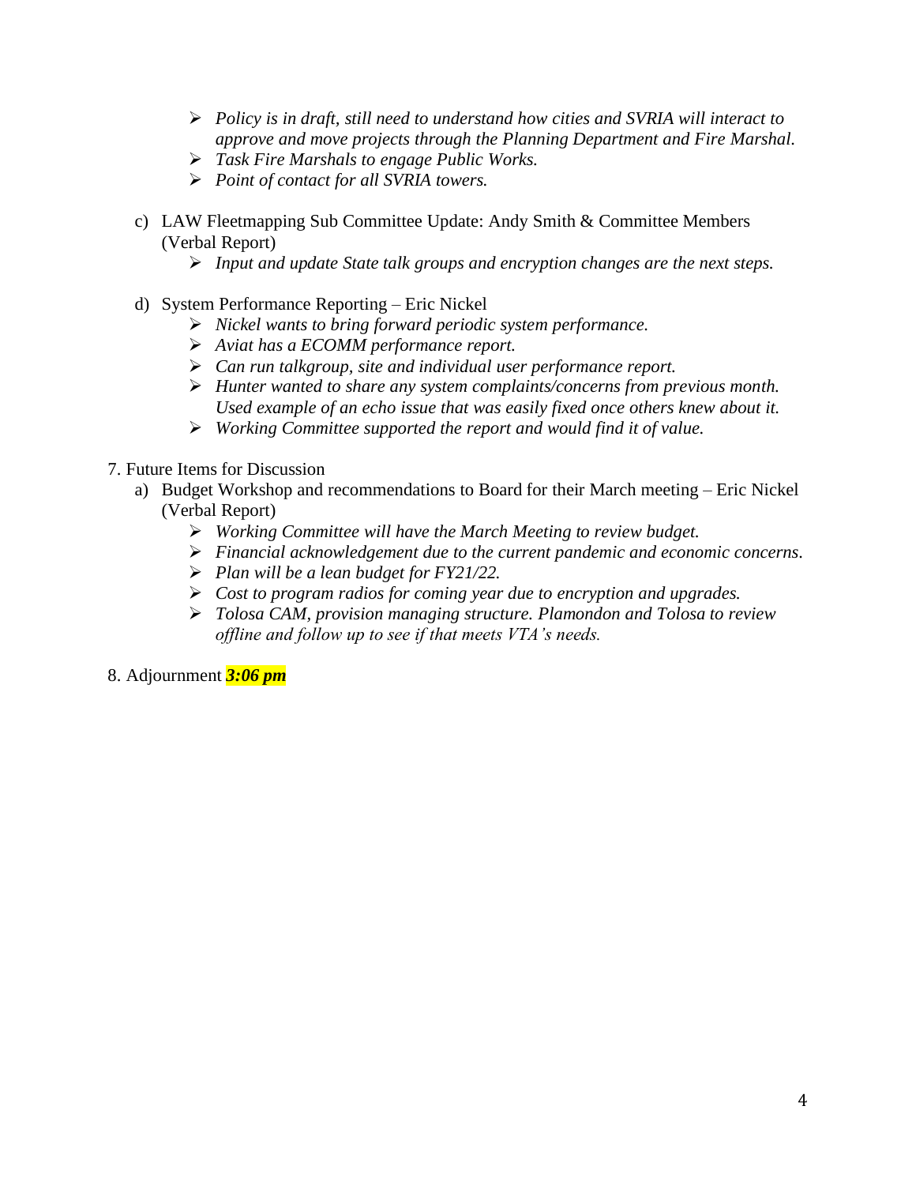- *Policy is in draft, still need to understand how cities and SVRIA will interact to approve and move projects through the Planning Department and Fire Marshal.*
- *Task Fire Marshals to engage Public Works.*
- *Point of contact for all SVRIA towers.*

c) LAW Fleetmapping Sub Committee Update: Andy Smith & Committee Members (Verbal Report)

- *Input and update State talk groups and encryption changes are the next steps.*

d) System Performance Reporting – Eric Nickel

- *Nickel wants to bring forward periodic system performance.*
- *Aviat has a ECOMM performance report.*
- *Can run talkgroup, site and individual user performance report.*
- *Hunter wanted to share any system complaints/concerns from previous month. Used example of an echo issue that was easily fixed once others knew about it.*
- *Working Committee supported the report and would find it of value.*

7. Future Items for Discussion

a) Budget Workshop and recommendations to Board for their March meeting – Eric Nickel (Verbal Report)

- *Working Committee will have the March Meeting to review budget.*
- *Financial acknowledgement due to the current pandemic and economic concerns.*
- *Plan will be a lean budget for FY21/22.*
- *Cost to program radios for coming year due to encryption and upgrades.*
- *Tolosa CAM, provision managing structure. Plamondon and Tolosa to review offline and follow up to see if that meets VTA's needs.*

8. Adjournment ***3:06 pm***